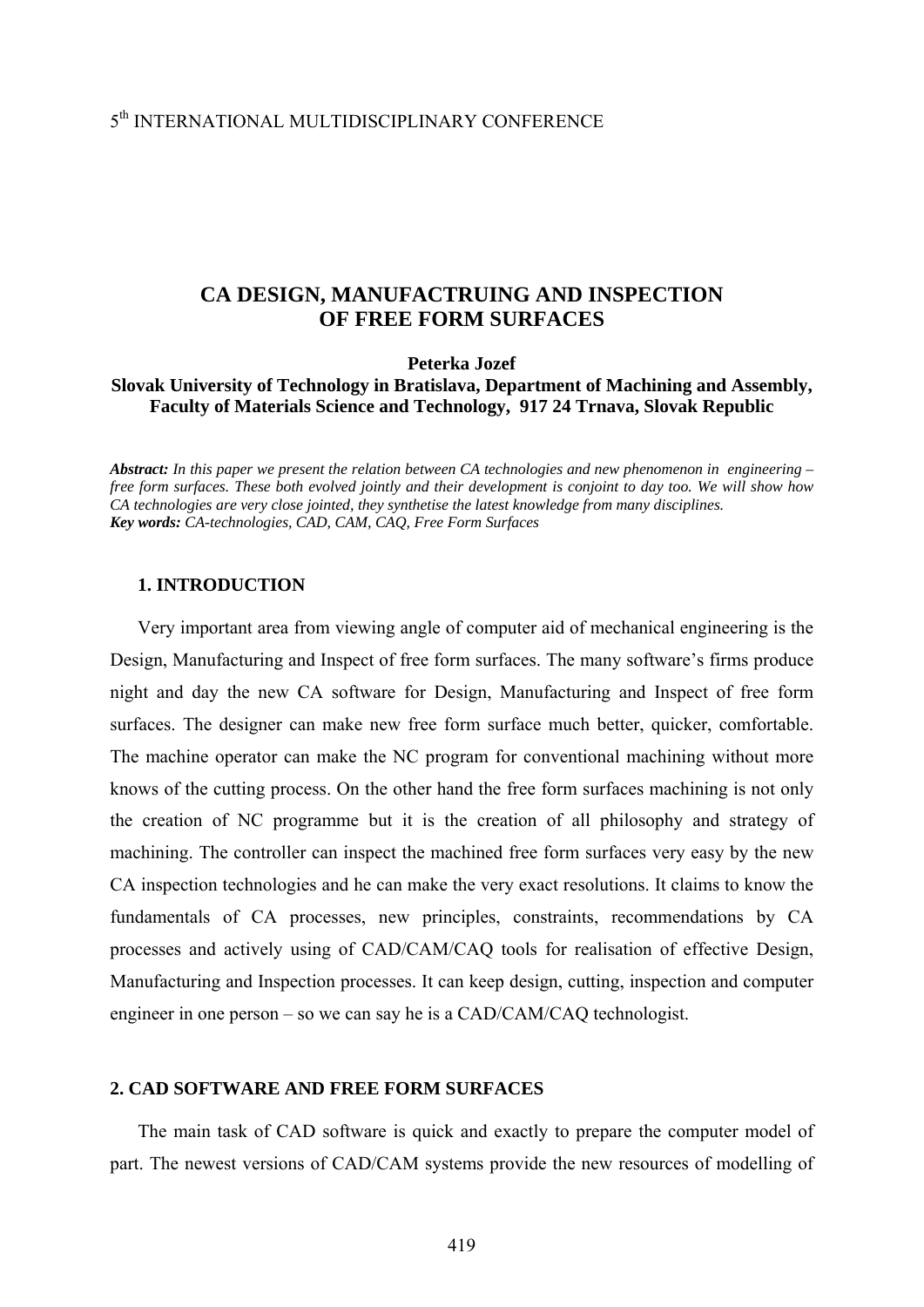5th INTERNATIONAL MULTIDISCIPLINARY CONFERENCE

# CA DESIGN, MANUFACTRUING AND INSPECTION OF FREE FORM SURFACES

**Peterka Jozef**
**Slovak University of Technology in Bratislava, Department of Machining and Assembly, Faculty of Materials Science and Technology, 917 24 Trnava, Slovak Republic**

***Abstract:*** *In this paper we present the relation between CA technologies and new phenomenon in engineering – free form surfaces. These both evolved jointly and their development is conjoint to day too. We will show how CA technologies are very close jointed, they synthetise the latest knowledge from many disciplines.*
***Key words:*** *CA-technologies, CAD, CAM, CAQ, Free Form Surfaces*

## 1. INTRODUCTION

Very important area from viewing angle of computer aid of mechanical engineering is the Design, Manufacturing and Inspect of free form surfaces. The many software's firms produce night and day the new CA software for Design, Manufacturing and Inspect of free form surfaces. The designer can make new free form surface much better, quicker, comfortable. The machine operator can make the NC program for conventional machining without more knows of the cutting process. On the other hand the free form surfaces machining is not only the creation of NC programme but it is the creation of all philosophy and strategy of machining. The controller can inspect the machined free form surfaces very easy by the new CA inspection technologies and he can make the very exact resolutions. It claims to know the fundamentals of CA processes, new principles, constraints, recommendations by CA processes and actively using of CAD/CAM/CAQ tools for realisation of effective Design, Manufacturing and Inspection processes. It can keep design, cutting, inspection and computer engineer in one person – so we can say he is a CAD/CAM/CAQ technologist.

## 2. CAD SOFTWARE AND FREE FORM SURFACES

The main task of CAD software is quick and exactly to prepare the computer model of part. The newest versions of CAD/CAM systems provide the new resources of modelling of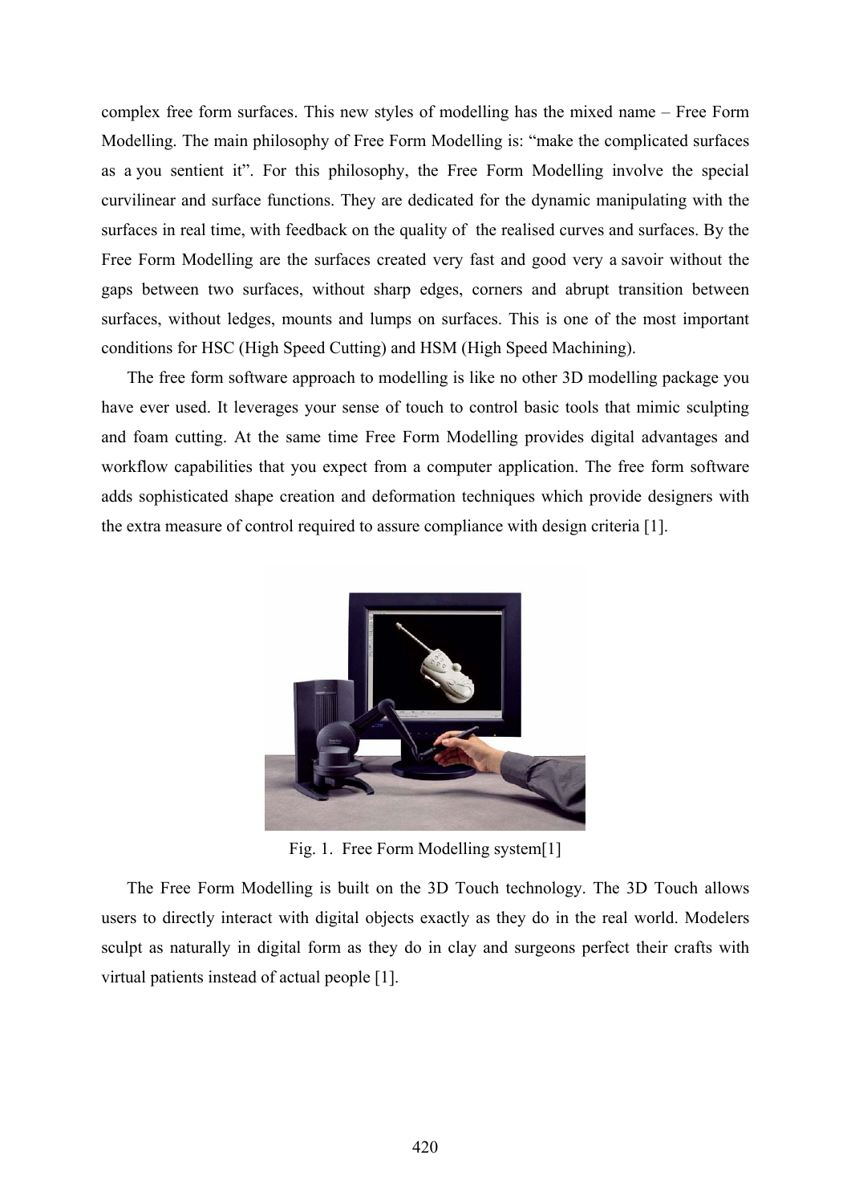complex free form surfaces. This new styles of modelling has the mixed name – Free Form Modelling. The main philosophy of Free Form Modelling is: "make the complicated surfaces as a you sentient it". For this philosophy, the Free Form Modelling involve the special curvilinear and surface functions. They are dedicated for the dynamic manipulating with the surfaces in real time, with feedback on the quality of the realised curves and surfaces. By the Free Form Modelling are the surfaces created very fast and good very a savoir without the gaps between two surfaces, without sharp edges, corners and abrupt transition between surfaces, without ledges, mounts and lumps on surfaces. This is one of the most important conditions for HSC (High Speed Cutting) and HSM (High Speed Machining).

The free form software approach to modelling is like no other 3D modelling package you have ever used. It leverages your sense of touch to control basic tools that mimic sculpting and foam cutting. At the same time Free Form Modelling provides digital advantages and workflow capabilities that you expect from a computer application. The free form software adds sophisticated shape creation and deformation techniques which provide designers with the extra measure of control required to assure compliance with design criteria [1].

Fig. 1. Free Form Modelling system[1]

The Free Form Modelling is built on the 3D Touch technology. The 3D Touch allows users to directly interact with digital objects exactly as they do in the real world. Modelers sculpt as naturally in digital form as they do in clay and surgeons perfect their crafts with virtual patients instead of actual people [1].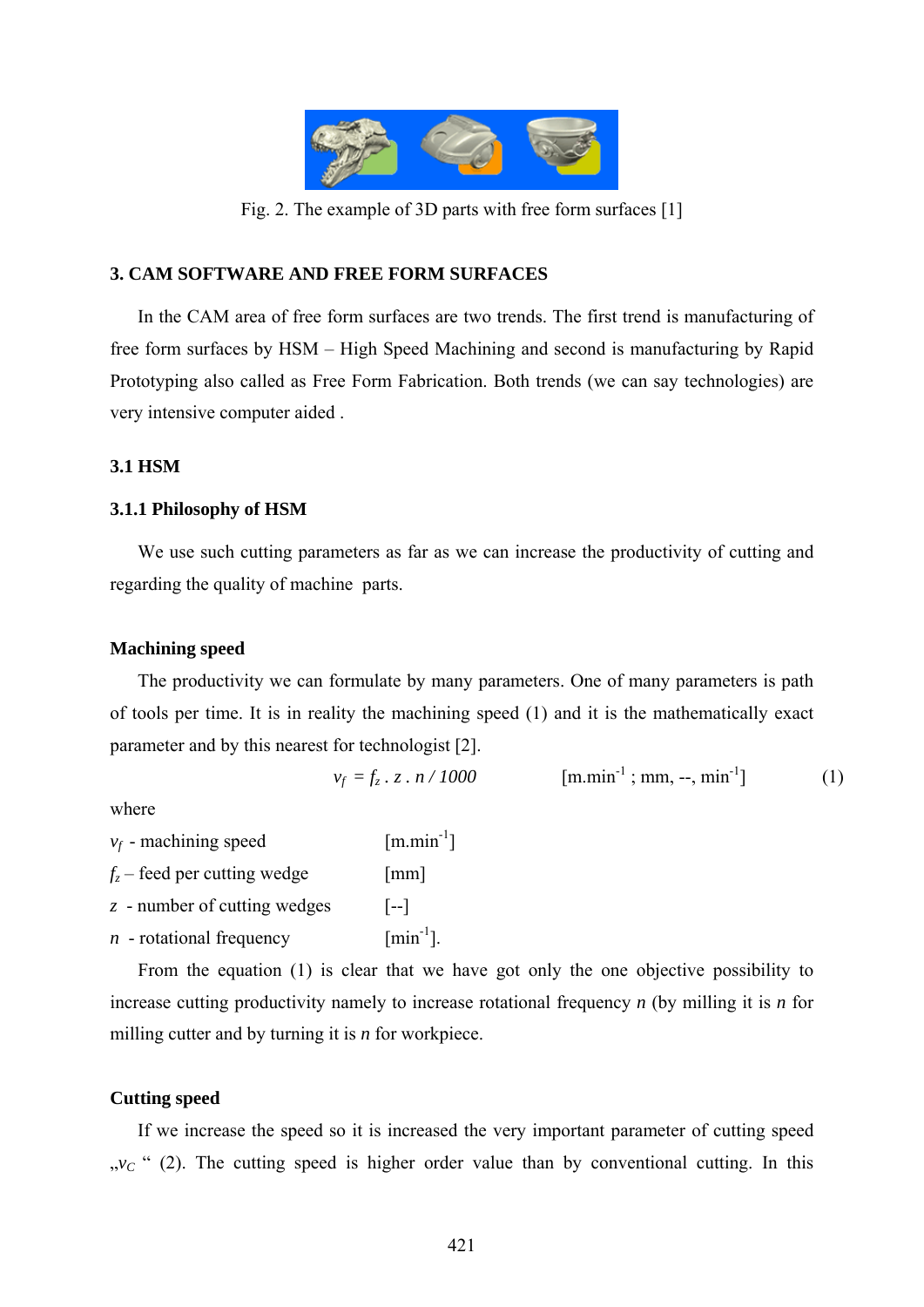Fig. 2. The example of 3D parts with free form surfaces [1]

## 3. CAM SOFTWARE AND FREE FORM SURFACES

In the CAM area of free form surfaces are two trends. The first trend is manufacturing of free form surfaces by HSM – High Speed Machining and second is manufacturing by Rapid Prototyping also called as Free Form Fabrication. Both trends (we can say technologies) are very intensive computer aided .

### 3.1 HSM

#### 3.1.1 Philosophy of HSM

We use such cutting parameters as far as we can increase the productivity of cutting and regarding the quality of machine parts.

**Machining speed**

The productivity we can formulate by many parameters. One of many parameters is path of tools per time. It is in reality the machining speed (1) and it is the mathematically exact parameter and by this nearest for technologist [2].

$$v_f = f_z \cdot z \cdot n / 1000 \qquad [\text{m.min}^{-1} \text{ ; mm, --, min}^{-1}] \qquad (1)$$

where

$v_f$ - machining speed [m.min$^{-1}$]

$f_z$ – feed per cutting wedge [mm]

$z$ - number of cutting wedges [--]

$n$ - rotational frequency [min$^{-1}$].

From the equation (1) is clear that we have got only the one objective possibility to increase cutting productivity namely to increase rotational frequency $n$ (by milling it is $n$ for milling cutter and by turning it is $n$ for workpiece.

**Cutting speed**

If we increase the speed so it is increased the very important parameter of cutting speed „$v_C$ " (2). The cutting speed is higher order value than by conventional cutting. In this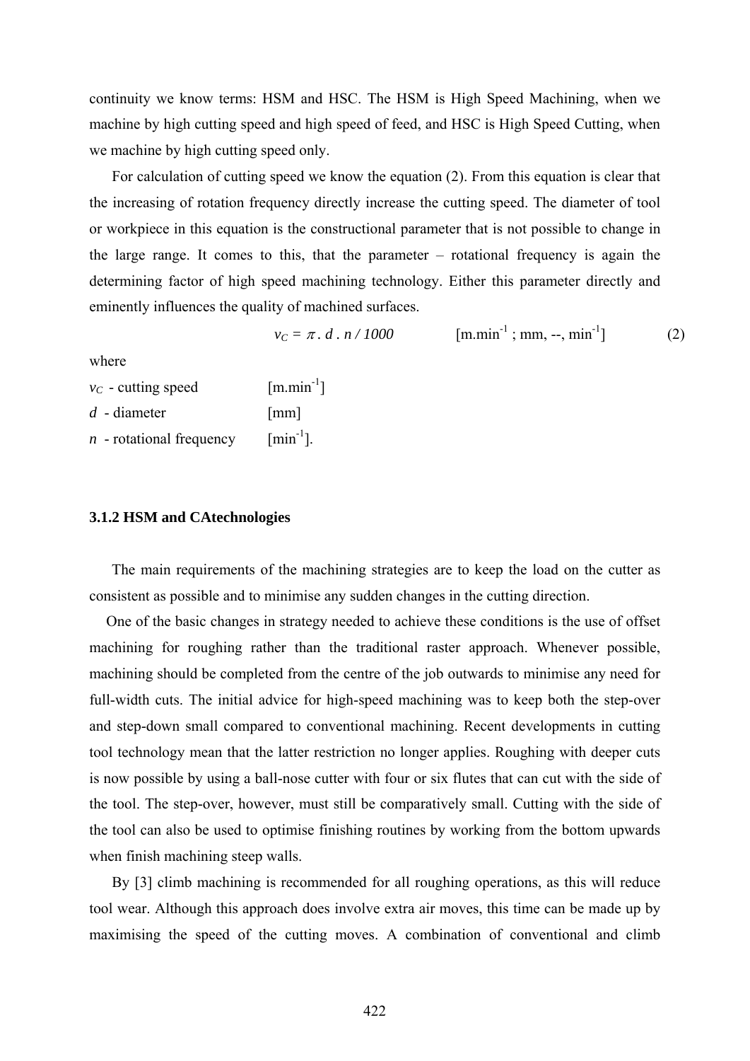continuity we know terms: HSM and HSC. The HSM is High Speed Machining, when we machine by high cutting speed and high speed of feed, and HSC is High Speed Cutting, when we machine by high cutting speed only.

For calculation of cutting speed we know the equation (2). From this equation is clear that the increasing of rotation frequency directly increase the cutting speed. The diameter of tool or workpiece in this equation is the constructional parameter that is not possible to change in the large range. It comes to this, that the parameter – rotational frequency is again the determining factor of high speed machining technology. Either this parameter directly and eminently influences the quality of machined surfaces.

$$v_C = \pi \,.\, d \,.\, n / 1000 \qquad [\text{m.min}^{-1} \text{ ; mm, --, min}^{-1}] \qquad (2)$$

where

$v_C$ - cutting speed [m.min$^{-1}$]

$d$ - diameter [mm]

$n$ - rotational frequency [min$^{-1}$].

### 3.1.2 HSM and CAtechnologies

The main requirements of the machining strategies are to keep the load on the cutter as consistent as possible and to minimise any sudden changes in the cutting direction.

One of the basic changes in strategy needed to achieve these conditions is the use of offset machining for roughing rather than the traditional raster approach. Whenever possible, machining should be completed from the centre of the job outwards to minimise any need for full-width cuts. The initial advice for high-speed machining was to keep both the step-over and step-down small compared to conventional machining. Recent developments in cutting tool technology mean that the latter restriction no longer applies. Roughing with deeper cuts is now possible by using a ball-nose cutter with four or six flutes that can cut with the side of the tool. The step-over, however, must still be comparatively small. Cutting with the side of the tool can also be used to optimise finishing routines by working from the bottom upwards when finish machining steep walls.

By [3] climb machining is recommended for all roughing operations, as this will reduce tool wear. Although this approach does involve extra air moves, this time can be made up by maximising the speed of the cutting moves. A combination of conventional and climb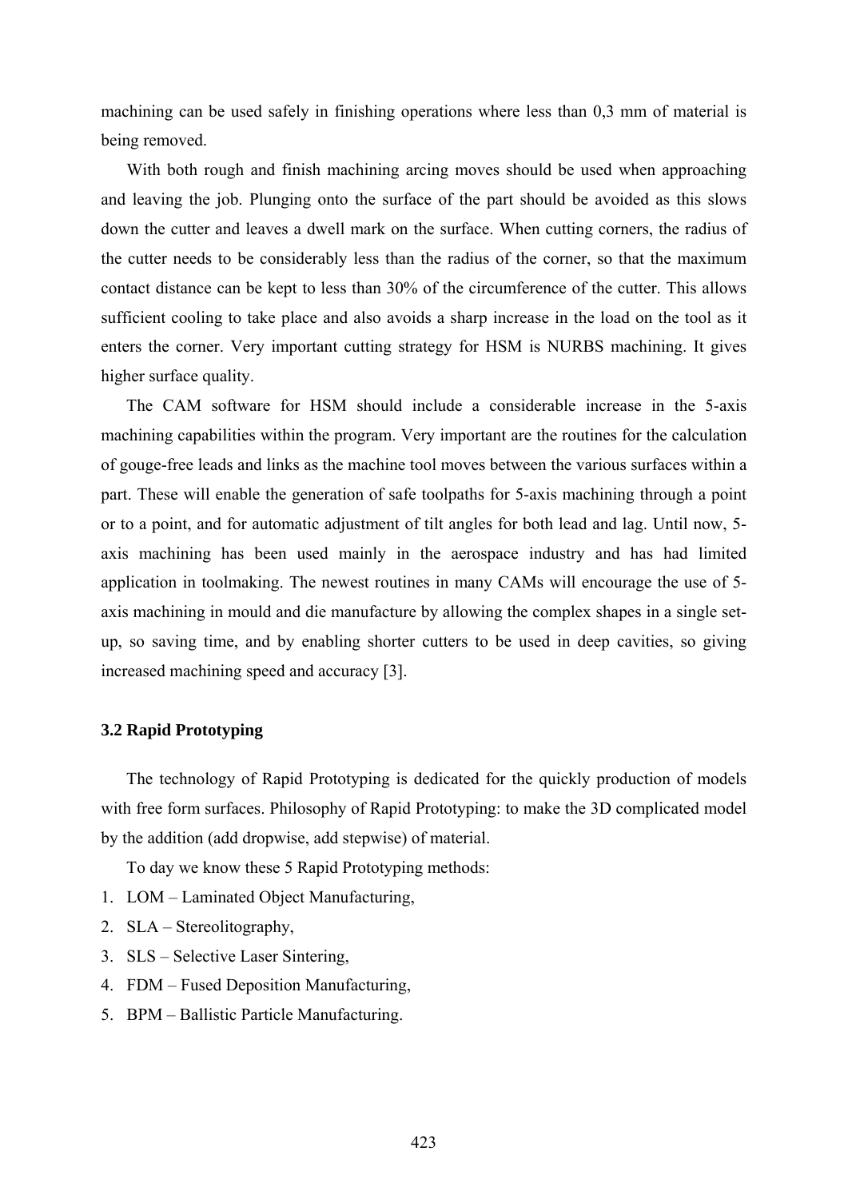machining can be used safely in finishing operations where less than 0,3 mm of material is being removed.

With both rough and finish machining arcing moves should be used when approaching and leaving the job. Plunging onto the surface of the part should be avoided as this slows down the cutter and leaves a dwell mark on the surface. When cutting corners, the radius of the cutter needs to be considerably less than the radius of the corner, so that the maximum contact distance can be kept to less than 30% of the circumference of the cutter. This allows sufficient cooling to take place and also avoids a sharp increase in the load on the tool as it enters the corner. Very important cutting strategy for HSM is NURBS machining. It gives higher surface quality.

The CAM software for HSM should include a considerable increase in the 5-axis machining capabilities within the program. Very important are the routines for the calculation of gouge-free leads and links as the machine tool moves between the various surfaces within a part. These will enable the generation of safe toolpaths for 5-axis machining through a point or to a point, and for automatic adjustment of tilt angles for both lead and lag. Until now, 5-axis machining has been used mainly in the aerospace industry and has had limited application in toolmaking. The newest routines in many CAMs will encourage the use of 5-axis machining in mould and die manufacture by allowing the complex shapes in a single set-up, so saving time, and by enabling shorter cutters to be used in deep cavities, so giving increased machining speed and accuracy [3].

### 3.2 Rapid Prototyping

The technology of Rapid Prototyping is dedicated for the quickly production of models with free form surfaces. Philosophy of Rapid Prototyping: to make the 3D complicated model by the addition (add dropwise, add stepwise) of material.

To day we know these 5 Rapid Prototyping methods:

1. LOM – Laminated Object Manufacturing,
2. SLA – Stereolitography,
3. SLS – Selective Laser Sintering,
4. FDM – Fused Deposition Manufacturing,
5. BPM – Ballistic Particle Manufacturing.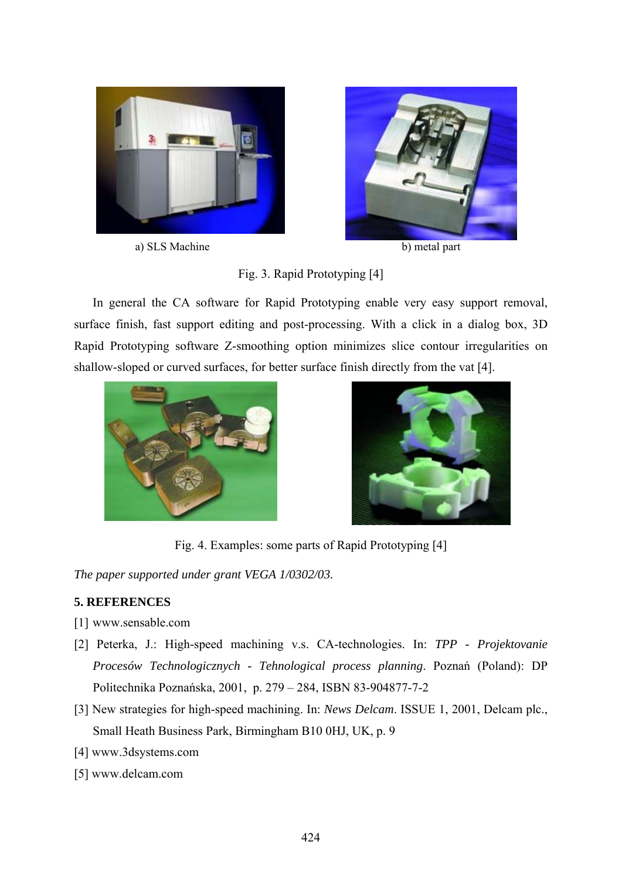a) SLS Machine

b) metal part

Fig. 3. Rapid Prototyping [4]

In general the CA software for Rapid Prototyping enable very easy support removal, surface finish, fast support editing and post-processing. With a click in a dialog box, 3D Rapid Prototyping software Z-smoothing option minimizes slice contour irregularities on shallow-sloped or curved surfaces, for better surface finish directly from the vat [4].

Fig. 4. Examples: some parts of Rapid Prototyping [4]

*The paper supported under grant VEGA 1/0302/03.*

## 5. REFERENCES

[1] www.sensable.com

[2] Peterka, J.: High-speed machining v.s. CA-technologies. In: *TPP - Projektovanie Procesów Technologicznych - Tehnological process planning*. Poznań (Poland): DP Politechnika Poznańska, 2001, p. 279 – 284, ISBN 83-904877-7-2

[3] New strategies for high-speed machining. In: *News Delcam*. ISSUE 1, 2001, Delcam plc., Small Heath Business Park, Birmingham B10 0HJ, UK, p. 9

[4] www.3dsystems.com

[5] www.delcam.com